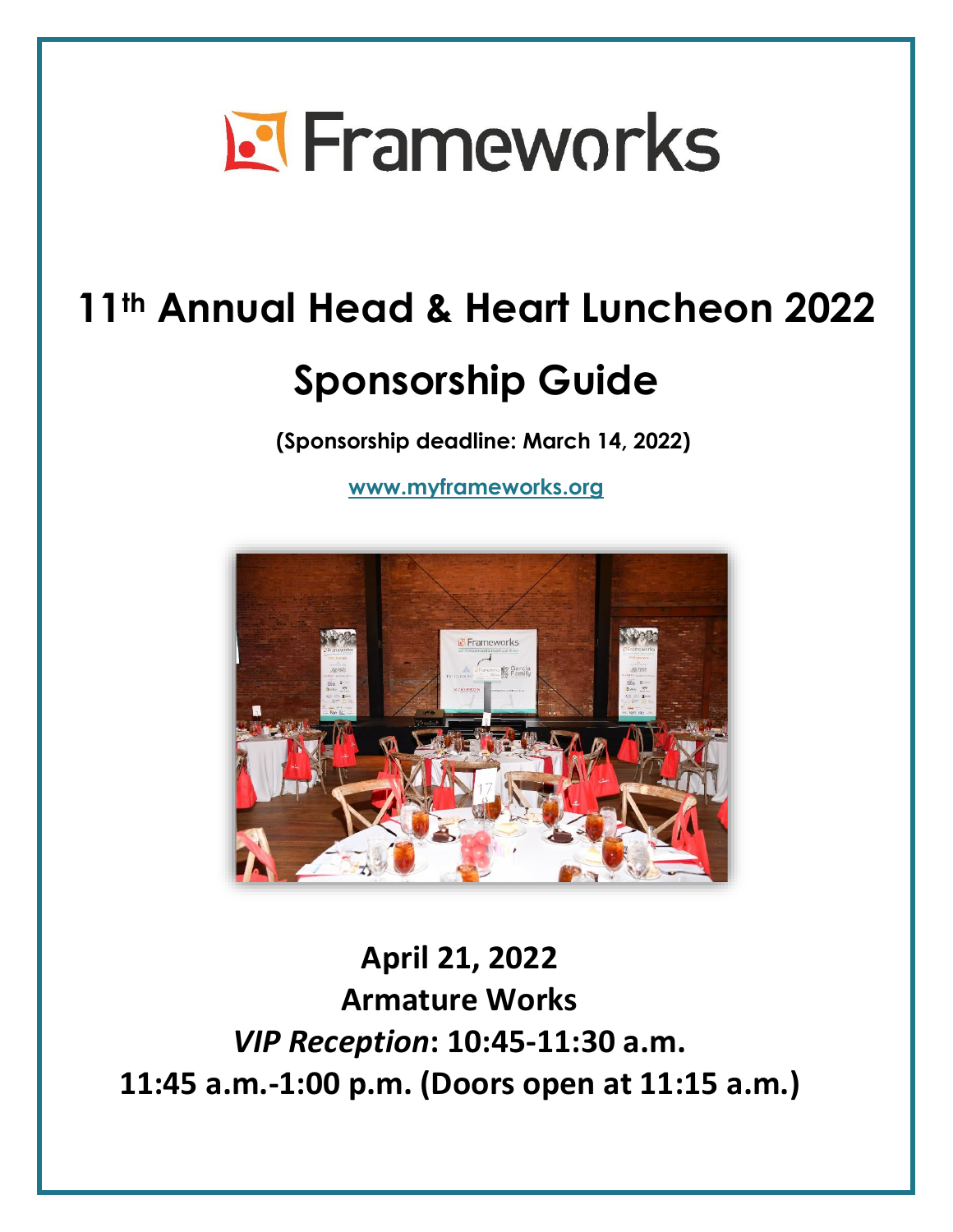# Frameworks

## 11th Annual Head & Heart Luncheon 2022

## Sponsorship Guide

**(Sponsorship deadline: March 14, 2022)**

[www.myframeworks.org](http://www.myframeworks.org)

**April 21, 2022**
**Armature Works**
***VIP Reception*: 10:45-11:30 a.m.**
**11:45 a.m.-1:00 p.m. (Doors open at 11:15 a.m.)**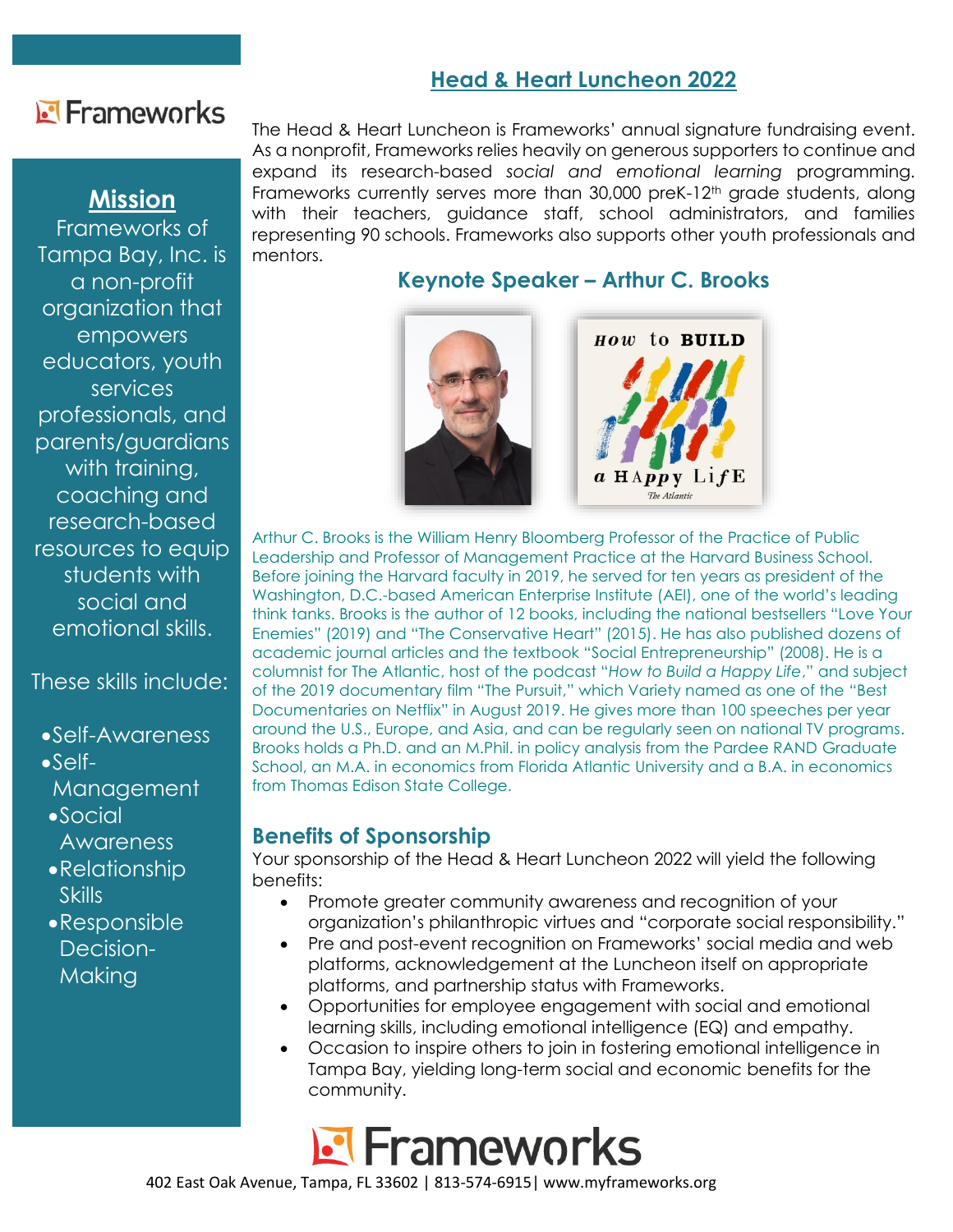Frameworks

## Mission

Frameworks of Tampa Bay, Inc. is a non-profit organization that empowers educators, youth services professionals, and parents/guardians with training, coaching and research-based resources to equip students with social and emotional skills.

These skills include:

- Self-Awareness
- Self-Management
- Social Awareness
- Relationship Skills
- Responsible Decision-Making

# Head & Heart Luncheon 2022

The Head & Heart Luncheon is Frameworks' annual signature fundraising event. As a nonprofit, Frameworks relies heavily on generous supporters to continue and expand its research-based *social and emotional learning* programming. Frameworks currently serves more than 30,000 preK-12th grade students, along with their teachers, guidance staff, school administrators, and families representing 90 schools. Frameworks also supports other youth professionals and mentors.

## Keynote Speaker – Arthur C. Brooks

Arthur C. Brooks is the William Henry Bloomberg Professor of the Practice of Public Leadership and Professor of Management Practice at the Harvard Business School. Before joining the Harvard faculty in 2019, he served for ten years as president of the Washington, D.C.-based American Enterprise Institute (AEI), one of the world's leading think tanks. Brooks is the author of 12 books, including the national bestsellers "Love Your Enemies" (2019) and "The Conservative Heart" (2015). He has also published dozens of academic journal articles and the textbook "Social Entrepreneurship" (2008). He is a columnist for The Atlantic, host of the podcast "*How to Build a Happy Life*," and subject of the 2019 documentary film "The Pursuit," which Variety named as one of the "Best Documentaries on Netflix" in August 2019. He gives more than 100 speeches per year around the U.S., Europe, and Asia, and can be regularly seen on national TV programs. Brooks holds a Ph.D. and an M.Phil. in policy analysis from the Pardee RAND Graduate School, an M.A. in economics from Florida Atlantic University and a B.A. in economics from Thomas Edison State College.

## Benefits of Sponsorship

Your sponsorship of the Head & Heart Luncheon 2022 will yield the following benefits:

- Promote greater community awareness and recognition of your organization's philanthropic virtues and "corporate social responsibility."
- Pre and post-event recognition on Frameworks' social media and web platforms, acknowledgement at the Luncheon itself on appropriate platforms, and partnership status with Frameworks.
- Opportunities for employee engagement with social and emotional learning skills, including emotional intelligence (EQ) and empathy.
- Occasion to inspire others to join in fostering emotional intelligence in Tampa Bay, yielding long-term social and economic benefits for the community.

Frameworks

402 East Oak Avenue, Tampa, FL 33602 | 813-574-6915| www.myframeworks.org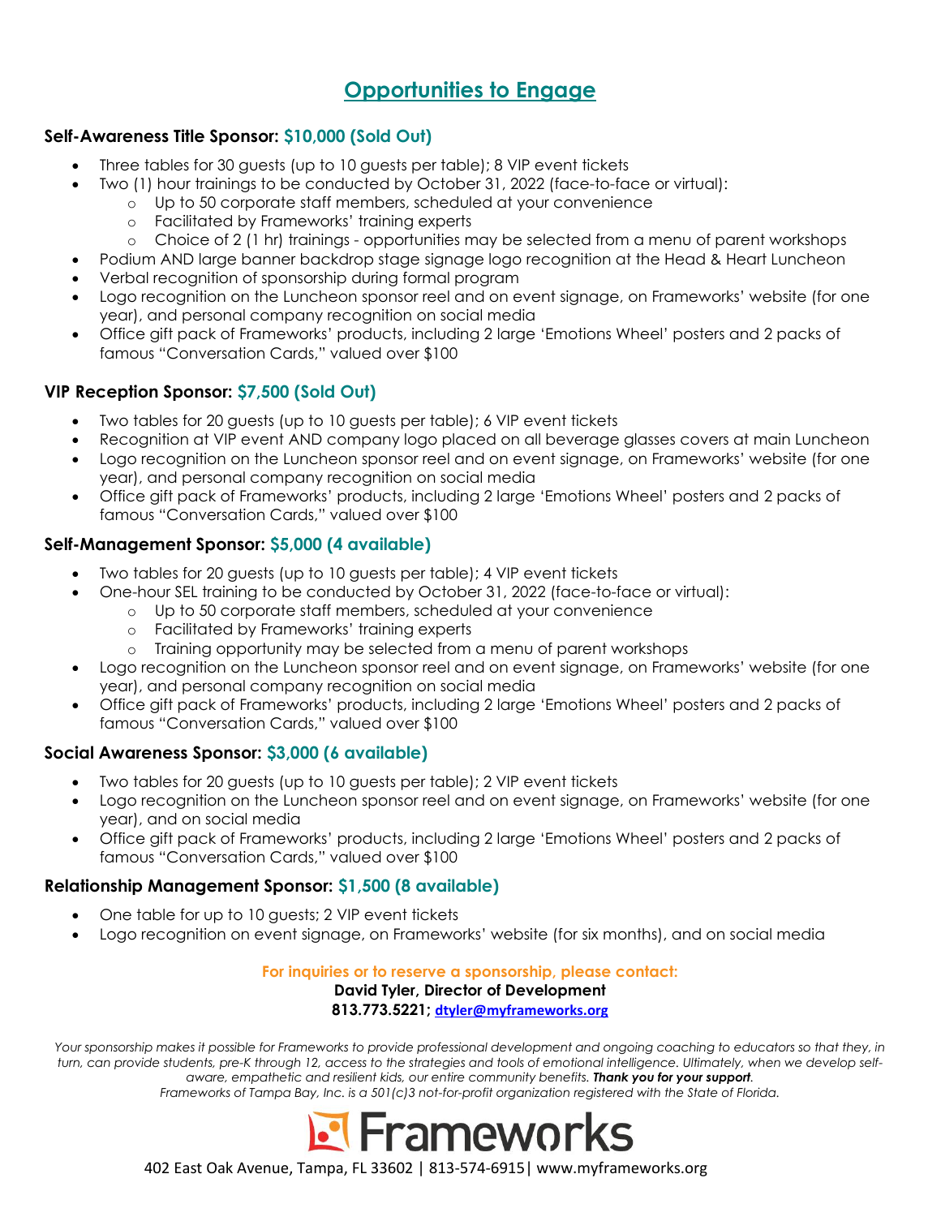# Opportunities to Engage

## Self-Awareness Title Sponsor: $10,000 (Sold Out)

- Three tables for 30 guests (up to 10 guests per table); 8 VIP event tickets
- Two (1) hour trainings to be conducted by October 31, 2022 (face-to-face or virtual):
  - Up to 50 corporate staff members, scheduled at your convenience
  - Facilitated by Frameworks' training experts
  - Choice of 2 (1 hr) trainings - opportunities may be selected from a menu of parent workshops
- Podium AND large banner backdrop stage signage logo recognition at the Head & Heart Luncheon
- Verbal recognition of sponsorship during formal program
- Logo recognition on the Luncheon sponsor reel and on event signage, on Frameworks' website (for one year), and personal company recognition on social media
- Office gift pack of Frameworks' products, including 2 large 'Emotions Wheel' posters and 2 packs of famous "Conversation Cards," valued over $100

## VIP Reception Sponsor: $7,500 (Sold Out)

- Two tables for 20 guests (up to 10 guests per table); 6 VIP event tickets
- Recognition at VIP event AND company logo placed on all beverage glasses covers at main Luncheon
- Logo recognition on the Luncheon sponsor reel and on event signage, on Frameworks' website (for one year), and personal company recognition on social media
- Office gift pack of Frameworks' products, including 2 large 'Emotions Wheel' posters and 2 packs of famous "Conversation Cards," valued over $100

## Self-Management Sponsor: $5,000 (4 available)

- Two tables for 20 guests (up to 10 guests per table); 4 VIP event tickets
- One-hour SEL training to be conducted by October 31, 2022 (face-to-face or virtual):
  - Up to 50 corporate staff members, scheduled at your convenience
  - Facilitated by Frameworks' training experts
  - Training opportunity may be selected from a menu of parent workshops
- Logo recognition on the Luncheon sponsor reel and on event signage, on Frameworks' website (for one year), and personal company recognition on social media
- Office gift pack of Frameworks' products, including 2 large 'Emotions Wheel' posters and 2 packs of famous "Conversation Cards," valued over $100

## Social Awareness Sponsor: $3,000 (6 available)

- Two tables for 20 guests (up to 10 guests per table); 2 VIP event tickets
- Logo recognition on the Luncheon sponsor reel and on event signage, on Frameworks' website (for one year), and on social media
- Office gift pack of Frameworks' products, including 2 large 'Emotions Wheel' posters and 2 packs of famous "Conversation Cards," valued over $100

## Relationship Management Sponsor: $1,500 (8 available)

- One table for up to 10 guests; 2 VIP event tickets
- Logo recognition on event signage, on Frameworks' website (for six months), and on social media

**For inquiries or to reserve a sponsorship, please contact:**

**David Tyler, Director of Development**

**813.773.5221; dtyler@myframeworks.org**

*Your sponsorship makes it possible for Frameworks to provide professional development and ongoing coaching to educators so that they, in turn, can provide students, pre-K through 12, access to the strategies and tools of emotional intelligence. Ultimately, when we develop self-aware, empathetic and resilient kids, our entire community benefits. **Thank you for your support**.*

*Frameworks of Tampa Bay, Inc. is a 501(c)3 not-for-profit organization registered with the State of Florida.*

Frameworks

402 East Oak Avenue, Tampa, FL 33602 | 813-574-6915| www.myframeworks.org